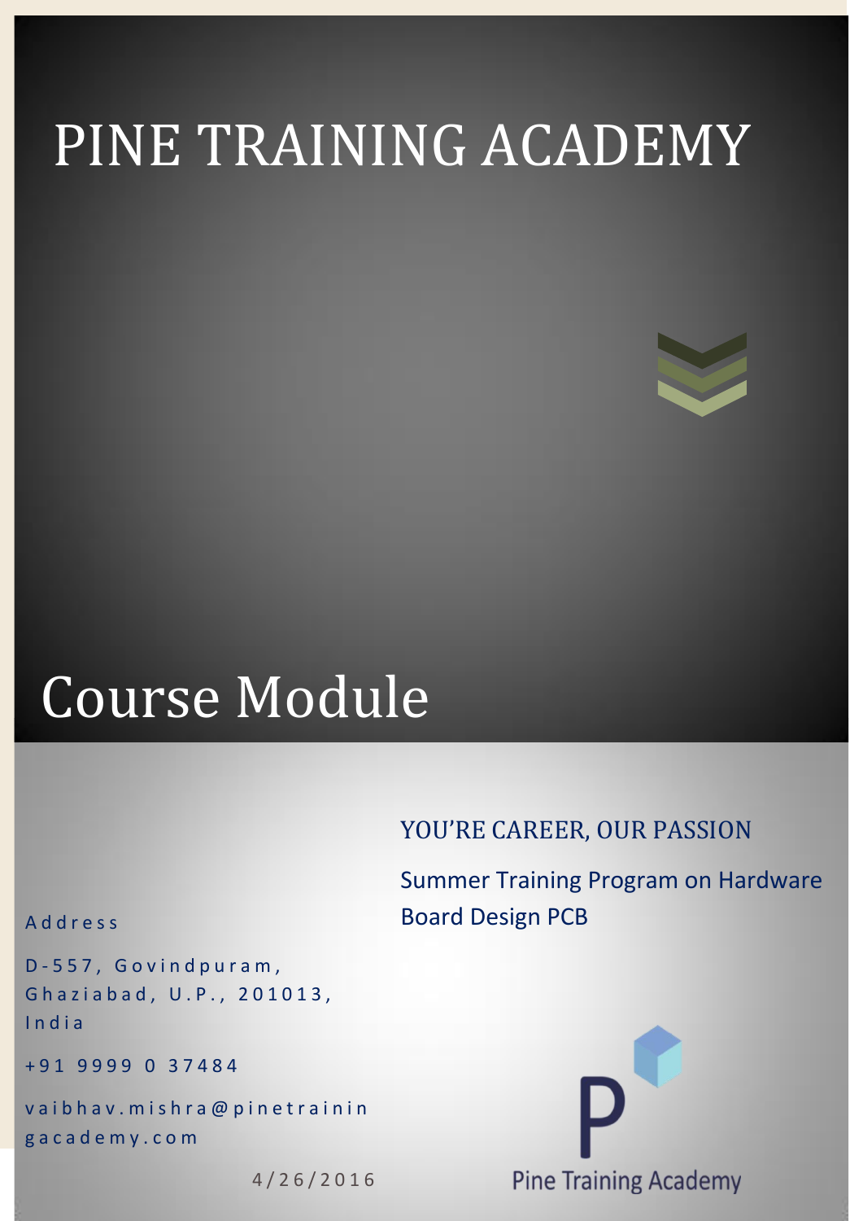# PINE TRAINING ACADEMY

# Course Module

YOU'RE CAREER, OUR PASSION

Summer Training Program on Hardware Board Design PCB

Address

D-557, Govindpuram, Ghaziabad, U.P., 201013, India

+91 9999 0 37484

vaibhav.mishra@pinetrainingacademy.com

4/26/2016

Pine Training Academy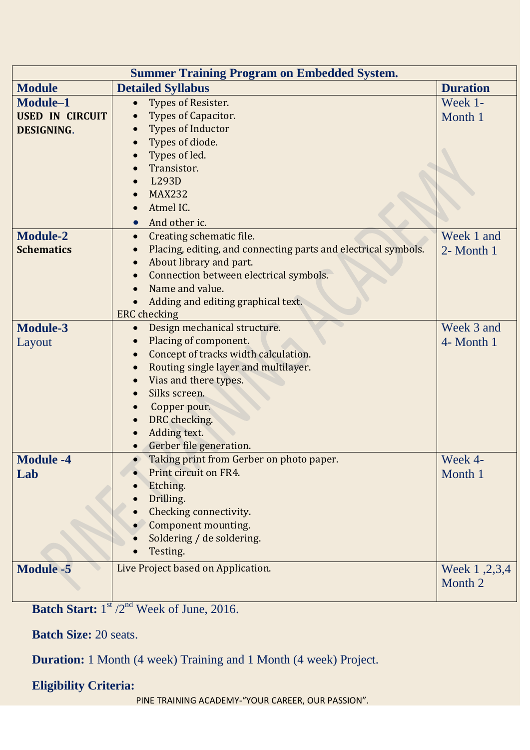| Summer Training Program on Embedded System. | | |
|---|---|---|
| **Module** | **Detailed Syllabus** | **Duration** |
| **Module–1**<br>**USED IN CIRCUIT DESIGNING.** | • Types of Resister.<br>• Types of Capacitor.<br>• Types of Inductor<br>• Types of diode.<br>• Types of led.<br>• Transistor.<br>• L293D<br>• MAX232<br>• Atmel IC.<br>• And other ic. | Week 1- Month 1 |
| **Module-2**<br>**Schematics** | • Creating schematic file.<br>• Placing, editing, and connecting parts and electrical symbols.<br>• About library and part.<br>• Connection between electrical symbols.<br>• Name and value.<br>• Adding and editing graphical text.<br>ERC checking | Week 1 and 2- Month 1 |
| **Module-3**<br>Layout | • Design mechanical structure.<br>• Placing of component.<br>• Concept of tracks width calculation.<br>• Routing single layer and multilayer.<br>• Vias and there types.<br>• Silks screen.<br>• Copper pour.<br>• DRC checking.<br>• Adding text.<br>• Gerber file generation. | Week 3 and 4- Month 1 |
| **Module -4**<br>**Lab** | • Taking print from Gerber on photo paper.<br>• Print circuit on FR4.<br>• Etching.<br>• Drilling.<br>• Checking connectivity.<br>• Component mounting.<br>• Soldering / de soldering.<br>• Testing. | Week 4- Month 1 |
| **Module -5** | Live Project based on Application. | Week 1 ,2,3,4 Month 2 |

**Batch Start:** 1st /2nd Week of June, 2016.

**Batch Size:** 20 seats.

**Duration:** 1 Month (4 week) Training and 1 Month (4 week) Project.

**Eligibility Criteria:**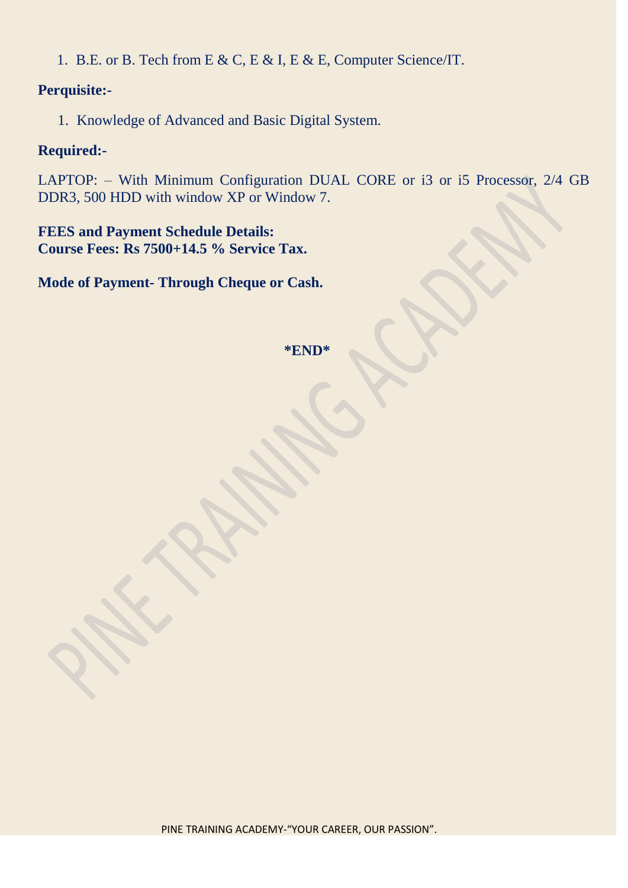1. B.E. or B. Tech from E & C, E & I, E & E, Computer Science/IT.

**Perquisite:-**

1. Knowledge of Advanced and Basic Digital System.

**Required:-**

LAPTOP: – With Minimum Configuration DUAL CORE or i3 or i5 Processor, 2/4 GB DDR3, 500 HDD with window XP or Window 7.

**FEES and Payment Schedule Details:**
**Course Fees: Rs 7500+14.5 % Service Tax.**

**Mode of Payment- Through Cheque or Cash.**

**\*END\***